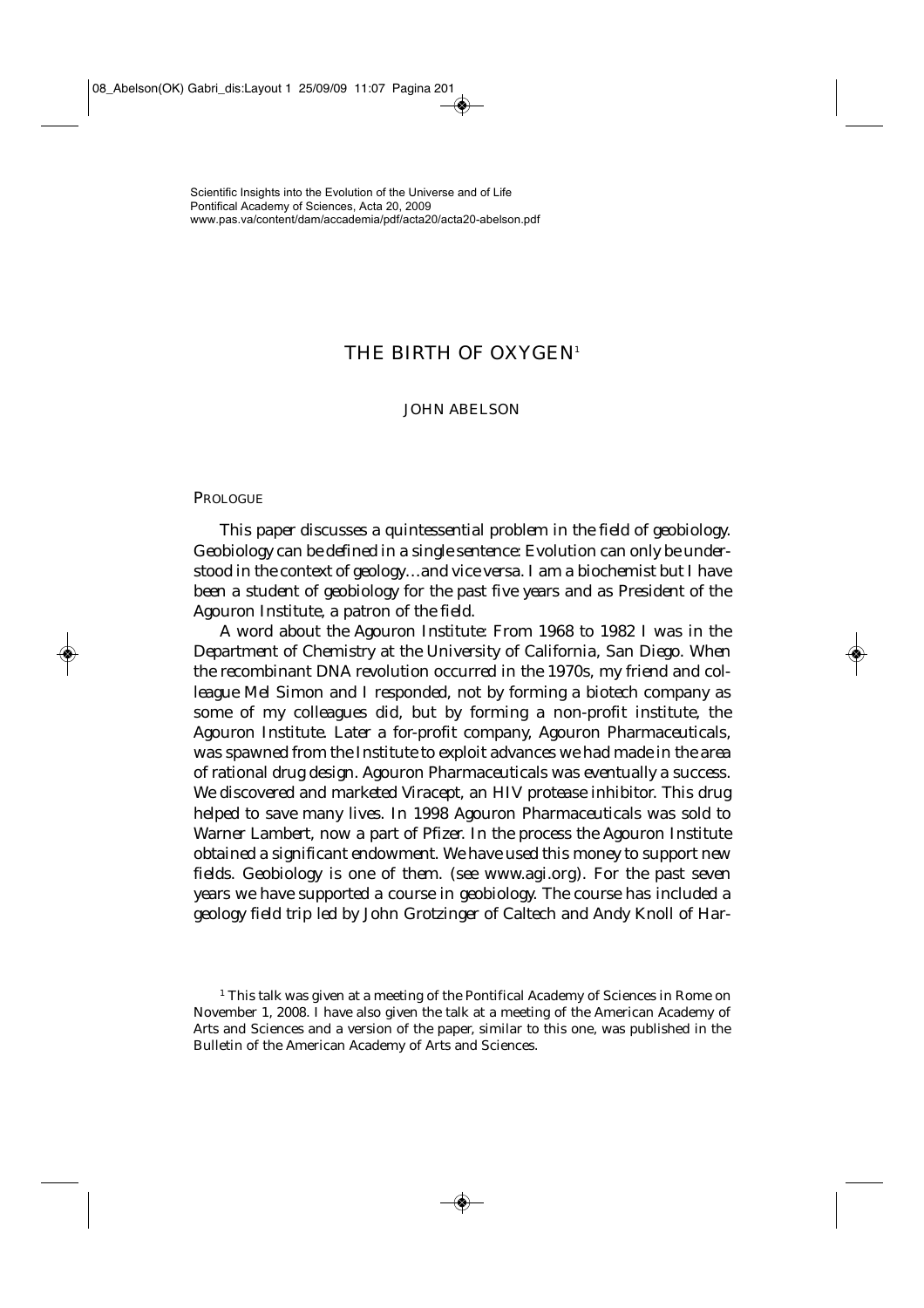Scientific Insights into the Evolution of the Universe and of Life
Pontifical Academy of Sciences, Acta 20, 2009
www.pas.va/content/dam/accademia/pdf/acta20/acta20-abelson.pdf

# THE BIRTH OF OXYGEN[1]

JOHN ABELSON

## PROLOGUE

This paper discusses a quintessential problem in the field of geobiology. Geobiology can be defined in a single sentence: Evolution can only be understood in the context of geology…and vice versa. I am a biochemist but I have been a student of geobiology for the past five years and as President of the Agouron Institute, a patron of the field.

A word about the Agouron Institute: From 1968 to 1982 I was in the Department of Chemistry at the University of California, San Diego. When the recombinant DNA revolution occurred in the 1970s, my friend and colleague Mel Simon and I responded, not by forming a biotech company as some of my colleagues did, but by forming a non-profit institute, the Agouron Institute. Later a for-profit company, Agouron Pharmaceuticals, was spawned from the Institute to exploit advances we had made in the area of rational drug design. Agouron Pharmaceuticals was eventually a success. We discovered and marketed Viracept, an HIV protease inhibitor. This drug helped to save many lives. In 1998 Agouron Pharmaceuticals was sold to Warner Lambert, now a part of Pfizer. In the process the Agouron Institute obtained a significant endowment. We have used this money to support new fields. Geobiology is one of them. (see www.agi.org). For the past seven years we have supported a course in geobiology. The course has included a geology field trip led by John Grotzinger of Caltech and Andy Knoll of Har-

[1] This talk was given at a meeting of the Pontifical Academy of Sciences in Rome on November 1, 2008. I have also given the talk at a meeting of the American Academy of Arts and Sciences and a version of the paper, similar to this one, was published in the Bulletin of the American Academy of Arts and Sciences.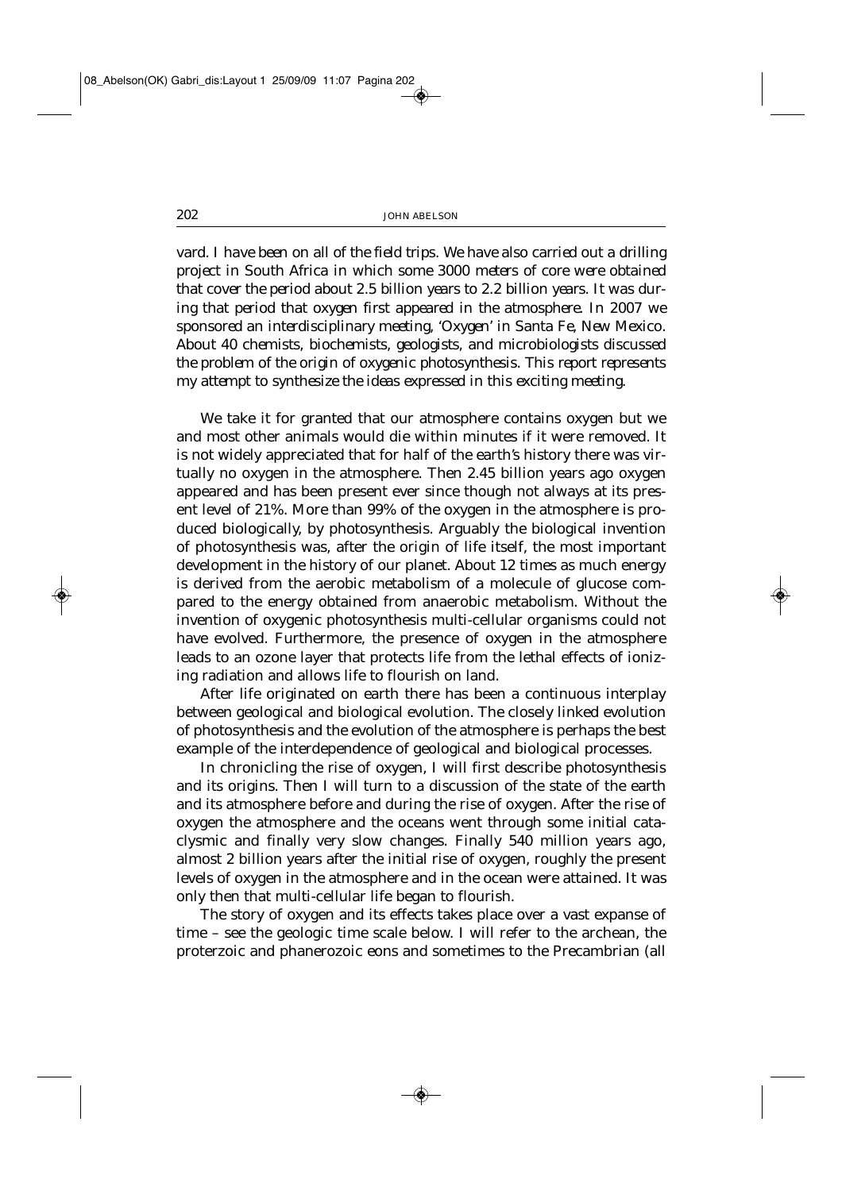vard. I have been on all of the field trips. We have also carried out a drilling project in South Africa in which some 3000 meters of core were obtained that cover the period about 2.5 billion years to 2.2 billion years. It was during that period that oxygen first appeared in the atmosphere. In 2007 we sponsored an interdisciplinary meeting, 'Oxygen' in Santa Fe, New Mexico. About 40 chemists, biochemists, geologists, and microbiologists discussed the problem of the origin of oxygenic photosynthesis. This report represents my attempt to synthesize the ideas expressed in this exciting meeting.

We take it for granted that our atmosphere contains oxygen but we and most other animals would die within minutes if it were removed. It is not widely appreciated that for half of the earth's history there was virtually no oxygen in the atmosphere. Then 2.45 billion years ago oxygen appeared and has been present ever since though not always at its present level of 21%. More than 99% of the oxygen in the atmosphere is produced biologically, by photosynthesis. Arguably the biological invention of photosynthesis was, after the origin of life itself, the most important development in the history of our planet. About 12 times as much energy is derived from the aerobic metabolism of a molecule of glucose compared to the energy obtained from anaerobic metabolism. Without the invention of oxygenic photosynthesis multi-cellular organisms could not have evolved. Furthermore, the presence of oxygen in the atmosphere leads to an ozone layer that protects life from the lethal effects of ionizing radiation and allows life to flourish on land.

After life originated on earth there has been a continuous interplay between geological and biological evolution. The closely linked evolution of photosynthesis and the evolution of the atmosphere is perhaps the best example of the interdependence of geological and biological processes.

In chronicling the rise of oxygen, I will first describe photosynthesis and its origins. Then I will turn to a discussion of the state of the earth and its atmosphere before and during the rise of oxygen. After the rise of oxygen the atmosphere and the oceans went through some initial cataclysmic and finally very slow changes. Finally 540 million years ago, almost 2 billion years after the initial rise of oxygen, roughly the present levels of oxygen in the atmosphere and in the ocean were attained. It was only then that multi-cellular life began to flourish.

The story of oxygen and its effects takes place over a vast expanse of time – see the geologic time scale below. I will refer to the archean, the proterzoic and phanerozoic eons and sometimes to the Precambrian (all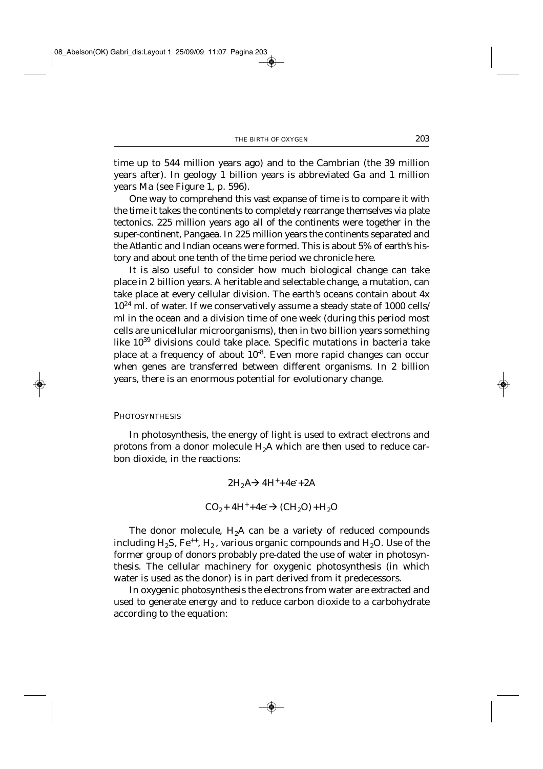time up to 544 million years ago) and to the Cambrian (the 39 million years after). In geology 1 billion years is abbreviated Ga and 1 million years Ma (see Figure 1, p. 596).

One way to comprehend this vast expanse of time is to compare it with the time it takes the continents to completely rearrange themselves via plate tectonics. 225 million years ago all of the continents were together in the super-continent, Pangaea. In 225 million years the continents separated and the Atlantic and Indian oceans were formed. This is about 5% of earth's history and about one tenth of the time period we chronicle here.

It is also useful to consider how much biological change can take place in 2 billion years. A heritable and selectable change, a mutation, can take place at every cellular division. The earth's oceans contain about $4x\ 10^{24}$ ml. of water. If we conservatively assume a steady state of 1000 cells/ml in the ocean and a division time of one week (during this period most cells are unicellular microorganisms), then in two billion years something like $10^{39}$ divisions could take place. Specific mutations in bacteria take place at a frequency of about $10^{-8}$. Even more rapid changes can occur when genes are transferred between different organisms. In 2 billion years, there is an enormous potential for evolutionary change.

## Photosynthesis

In photosynthesis, the energy of light is used to extract electrons and protons from a donor molecule $H_2A$ which are then used to reduce carbon dioxide, in the reactions:

$$2H_2A \rightarrow 4H^+ + 4e^- + 2A$$

$$CO_2 + 4H^+ + 4e^- \rightarrow (CH_2O) + H_2O$$

The donor molecule, $H_2A$ can be a variety of reduced compounds including $H_2S$, $Fe^{++}$, $H_2$, various organic compounds and $H_2O$. Use of the former group of donors probably pre-dated the use of water in photosynthesis. The cellular machinery for oxygenic photosynthesis (in which water is used as the donor) is in part derived from it predecessors.

In oxygenic photosynthesis the electrons from water are extracted and used to generate energy and to reduce carbon dioxide to a carbohydrate according to the equation: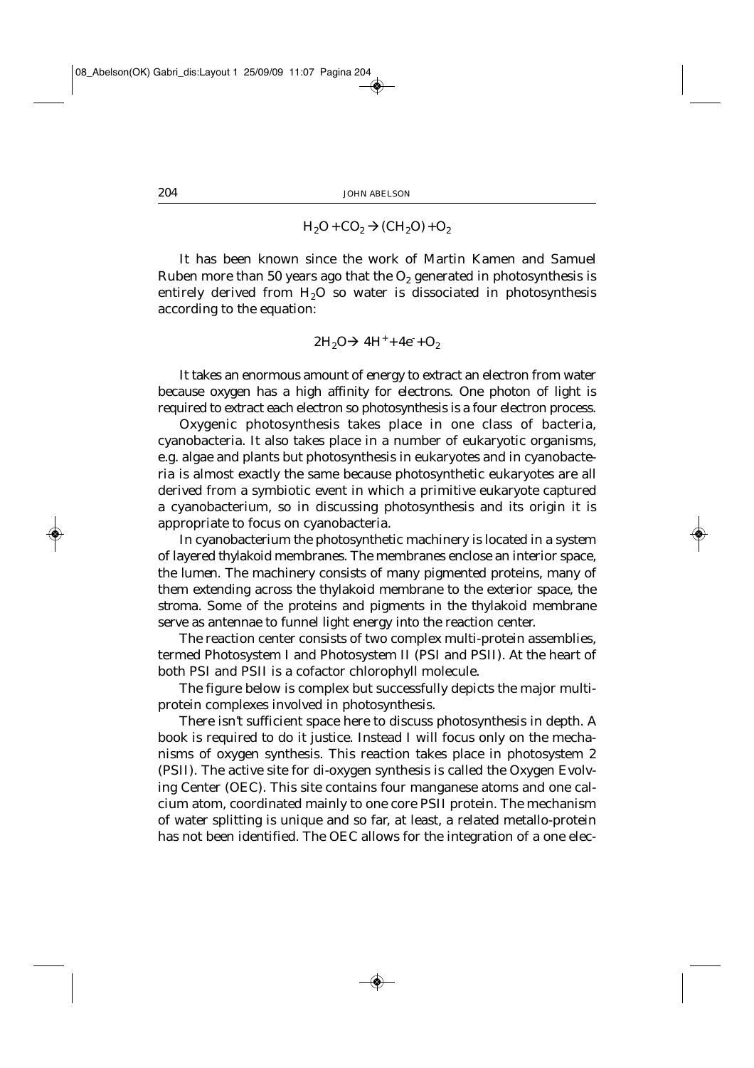$$H_2O + CO_2 \rightarrow (CH_2O) + O_2$$

It has been known since the work of Martin Kamen and Samuel Ruben more than 50 years ago that the $O_2$ generated in photosynthesis is entirely derived from $H_2O$ so water is dissociated in photosynthesis according to the equation:

$$2H_2O \rightarrow 4H^+ + 4e^- + O_2$$

It takes an enormous amount of energy to extract an electron from water because oxygen has a high affinity for electrons. One photon of light is required to extract each electron so photosynthesis is a four electron process.

Oxygenic photosynthesis takes place in one class of bacteria, cyanobacteria. It also takes place in a number of eukaryotic organisms, e.g. algae and plants but photosynthesis in eukaryotes and in cyanobacteria is almost exactly the same because photosynthetic eukaryotes are all derived from a symbiotic event in which a primitive eukaryote captured a cyanobacterium, so in discussing photosynthesis and its origin it is appropriate to focus on cyanobacteria.

In cyanobacterium the photosynthetic machinery is located in a system of layered thylakoid membranes. The membranes enclose an interior space, the lumen. The machinery consists of many pigmented proteins, many of them extending across the thylakoid membrane to the exterior space, the stroma. Some of the proteins and pigments in the thylakoid membrane serve as antennae to funnel light energy into the reaction center.

The reaction center consists of two complex multi-protein assemblies, termed Photosystem I and Photosystem II (PSI and PSII). At the heart of both PSI and PSII is a cofactor chlorophyll molecule.

The figure below is complex but successfully depicts the major multi-protein complexes involved in photosynthesis.

There isn't sufficient space here to discuss photosynthesis in depth. A book is required to do it justice. Instead I will focus only on the mechanisms of oxygen synthesis. This reaction takes place in photosystem 2 (PSII). The active site for di-oxygen synthesis is called the Oxygen Evolving Center (OEC). This site contains four manganese atoms and one calcium atom, coordinated mainly to one core PSII protein. The mechanism of water splitting is unique and so far, at least, a related metallo-protein has not been identified. The OEC allows for the integration of a one elec-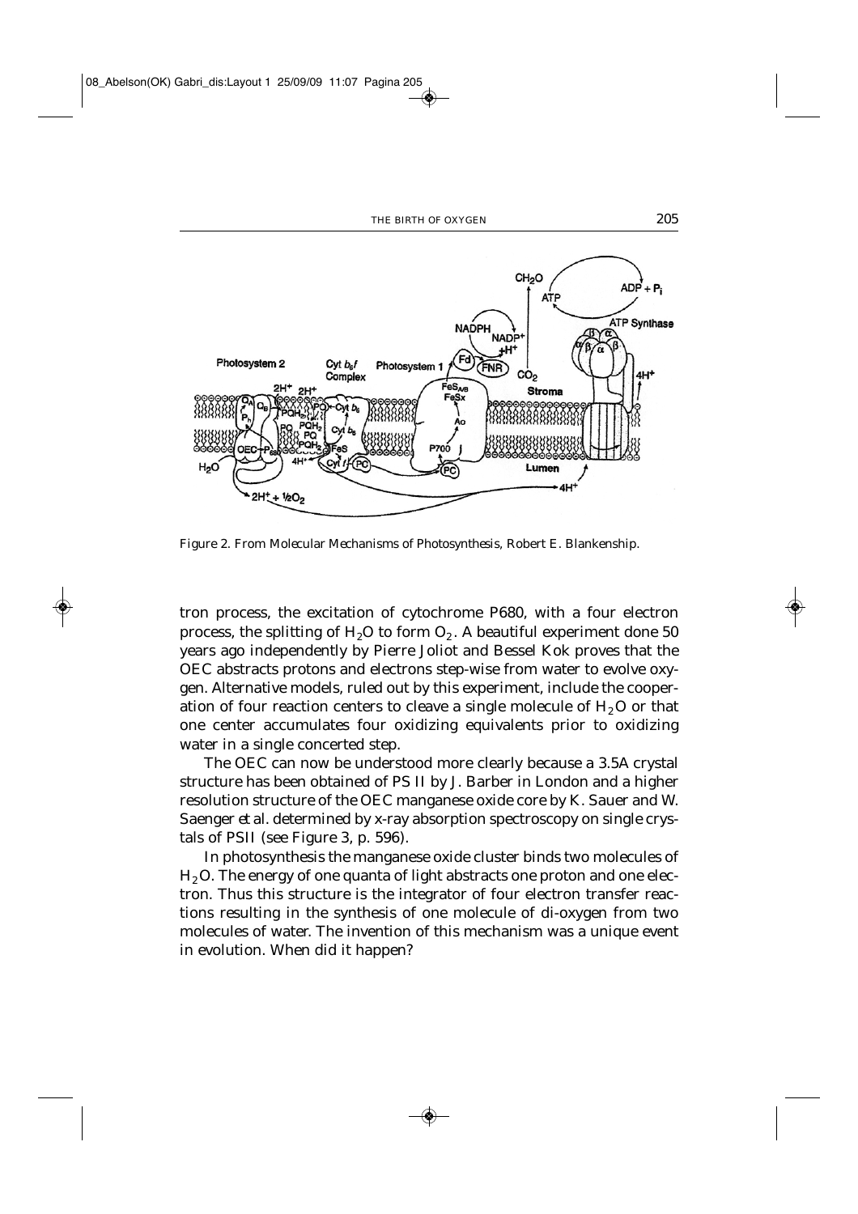Figure 2. From *Molecular Mechanisms of Photosynthesis*, Robert E. Blankenship.

tron process, the excitation of cytochrome P680, with a four electron process, the splitting of $H_2O$ to form $O_2$. A beautiful experiment done 50 years ago independently by Pierre Joliot and Bessel Kok proves that the OEC abstracts protons and electrons step-wise from water to evolve oxygen. Alternative models, ruled out by this experiment, include the cooperation of four reaction centers to cleave a single molecule of $H_2O$ or that one center accumulates four oxidizing equivalents prior to oxidizing water in a single concerted step.

The OEC can now be understood more clearly because a 3.5A crystal structure has been obtained of PS II by J. Barber in London and a higher resolution structure of the OEC manganese oxide core by K. Sauer and W. Saenger *et al.* determined by x-ray absorption spectroscopy on single crystals of PSII (see Figure 3, p. 596).

In photosynthesis the manganese oxide cluster binds two molecules of $H_2O$. The energy of one quanta of light abstracts one proton and one electron. Thus this structure is the integrator of four electron transfer reactions resulting in the synthesis of one molecule of di-oxygen from two molecules of water. The invention of this mechanism was a unique event in evolution. When did it happen?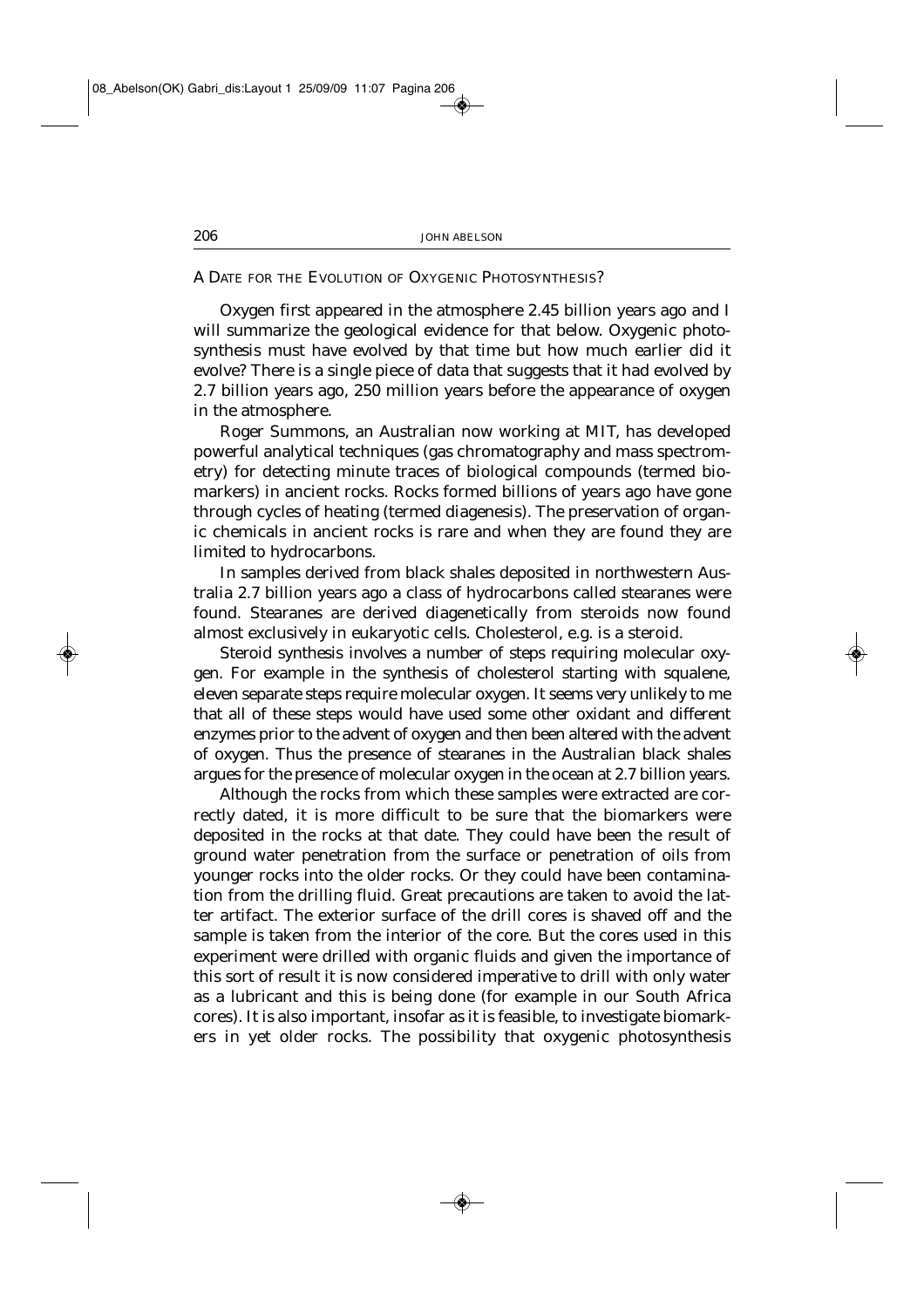## A Date for the Evolution of Oxygenic Photosynthesis?

Oxygen first appeared in the atmosphere 2.45 billion years ago and I will summarize the geological evidence for that below. Oxygenic photosynthesis must have evolved by that time but how much earlier did it evolve? There is a single piece of data that suggests that it had evolved by 2.7 billion years ago, 250 million years before the appearance of oxygen in the atmosphere.

Roger Summons, an Australian now working at MIT, has developed powerful analytical techniques (gas chromatography and mass spectrometry) for detecting minute traces of biological compounds (termed biomarkers) in ancient rocks. Rocks formed billions of years ago have gone through cycles of heating (termed diagenesis). The preservation of organic chemicals in ancient rocks is rare and when they are found they are limited to hydrocarbons.

In samples derived from black shales deposited in northwestern Australia 2.7 billion years ago a class of hydrocarbons called stearanes were found. Stearanes are derived diagenetically from steroids now found almost exclusively in eukaryotic cells. Cholesterol, e.g. is a steroid.

Steroid synthesis involves a number of steps requiring molecular oxygen. For example in the synthesis of cholesterol starting with squalene, eleven separate steps require molecular oxygen. It seems very unlikely to me that all of these steps would have used some other oxidant and different enzymes prior to the advent of oxygen and then been altered with the advent of oxygen. Thus the presence of stearanes in the Australian black shales argues for the presence of molecular oxygen in the ocean at 2.7 billion years.

Although the rocks from which these samples were extracted are correctly dated, it is more difficult to be sure that the biomarkers were deposited in the rocks at that date. They could have been the result of ground water penetration from the surface or penetration of oils from younger rocks into the older rocks. Or they could have been contamination from the drilling fluid. Great precautions are taken to avoid the latter artifact. The exterior surface of the drill cores is shaved off and the sample is taken from the interior of the core. But the cores used in this experiment were drilled with organic fluids and given the importance of this sort of result it is now considered imperative to drill with only water as a lubricant and this is being done (for example in our South Africa cores). It is also important, insofar as it is feasible, to investigate biomarkers in yet older rocks. The possibility that oxygenic photosynthesis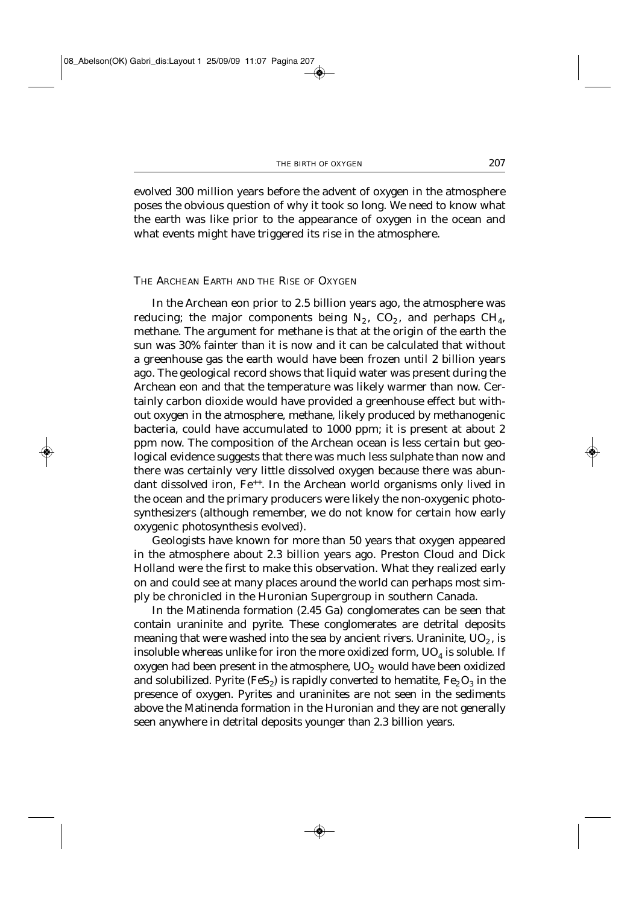evolved 300 million years before the advent of oxygen in the atmosphere poses the obvious question of why it took so long. We need to know what the earth was like prior to the appearance of oxygen in the ocean and what events might have triggered its rise in the atmosphere.

## THE ARCHEAN EARTH AND THE RISE OF OXYGEN

In the Archean eon prior to 2.5 billion years ago, the atmosphere was reducing; the major components being $N_2$, $CO_2$, and perhaps $CH_4$, methane. The argument for methane is that at the origin of the earth the sun was 30% fainter than it is now and it can be calculated that without a greenhouse gas the earth would have been frozen until 2 billion years ago. The geological record shows that liquid water was present during the Archean eon and that the temperature was likely warmer than now. Certainly carbon dioxide would have provided a greenhouse effect but without oxygen in the atmosphere, methane, likely produced by methanogenic bacteria, could have accumulated to 1000 ppm; it is present at about 2 ppm now. The composition of the Archean ocean is less certain but geological evidence suggests that there was much less sulphate than now and there was certainly very little dissolved oxygen because there was abundant dissolved iron, $Fe^{++}$. In the Archean world organisms only lived in the ocean and the primary producers were likely the non-oxygenic photosynthesizers (although remember, we do not know for certain how early oxygenic photosynthesis evolved).

Geologists have known for more than 50 years that oxygen appeared in the atmosphere about 2.3 billion years ago. Preston Cloud and Dick Holland were the first to make this observation. What they realized early on and could see at many places around the world can perhaps most simply be chronicled in the Huronian Supergroup in southern Canada.

In the Matinenda formation (2.45 Ga) conglomerates can be seen that contain uraninite and pyrite. These conglomerates are detrital deposits meaning that were washed into the sea by ancient rivers. Uraninite, $UO_2$, is insoluble whereas unlike for iron the more oxidized form, $UO_4$ is soluble. If oxygen had been present in the atmosphere, $UO_2$ would have been oxidized and solubilized. Pyrite ($FeS_2$) is rapidly converted to hematite, $Fe_2O_3$ in the presence of oxygen. Pyrites and uraninites are not seen in the sediments above the Matinenda formation in the Huronian and they are not generally seen anywhere in detrital deposits younger than 2.3 billion years.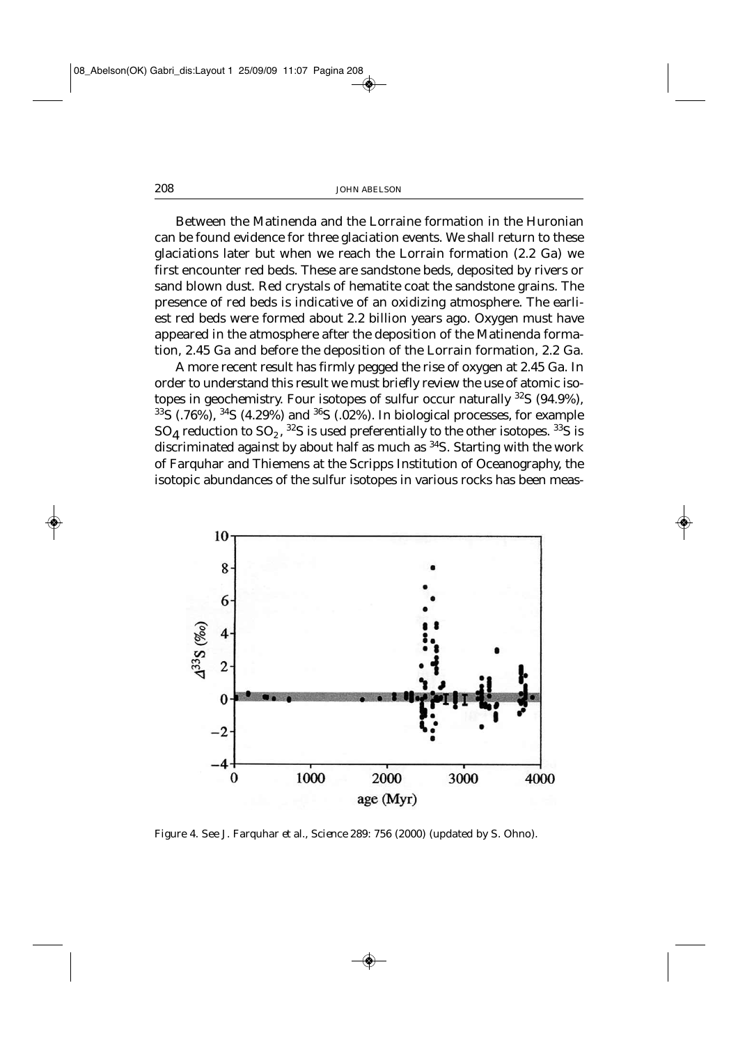Between the Matinenda and the Lorraine formation in the Huronian can be found evidence for three glaciation events. We shall return to these glaciations later but when we reach the Lorrain formation (2.2 Ga) we first encounter red beds. These are sandstone beds, deposited by rivers or sand blown dust. Red crystals of hematite coat the sandstone grains. The presence of red beds is indicative of an oxidizing atmosphere. The earliest red beds were formed about 2.2 billion years ago. Oxygen must have appeared in the atmosphere after the deposition of the Matinenda formation, 2.45 Ga and before the deposition of the Lorrain formation, 2.2 Ga.

A more recent result has firmly pegged the rise of oxygen at 2.45 Ga. In order to understand this result we must briefly review the use of atomic isotopes in geochemistry. Four isotopes of sulfur occur naturally $^{32}S$ (94.9%), $^{33}S$ (.76%), $^{34}S$ (4.29%) and $^{36}S$ (.02%). In biological processes, for example $SO_4$ reduction to $SO_2$, $^{32}S$ is used preferentially to the other isotopes. $^{33}S$ is discriminated against by about half as much as $^{34}S$. Starting with the work of Farquhar and Thiemens at the Scripps Institution of Oceanography, the isotopic abundances of the sulfur isotopes in various rocks has been meas-

Figure 4. See J. Farquhar *et al.*, *Science* 289: 756 (2000) (updated by S. Ohno).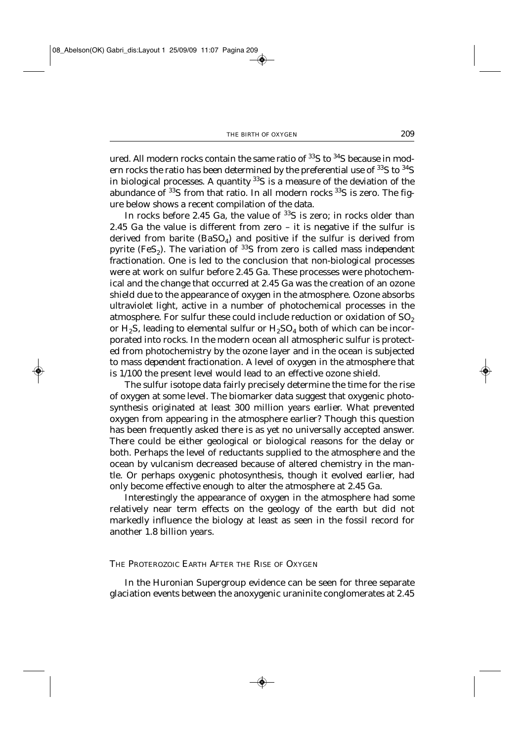ured. All modern rocks contain the same ratio of $^{33}S$ to $^{34}S$ because in modern rocks the ratio has been determined by the preferential use of $^{33}S$ to $^{34}S$ in biological processes. A quantity $^{33}S$ is a measure of the deviation of the abundance of $^{33}S$ from that ratio. In all modern rocks $^{33}S$ is zero. The figure below shows a recent compilation of the data.

In rocks before 2.45 Ga, the value of $^{33}S$ is zero; in rocks older than 2.45 Ga the value is different from zero – it is negative if the sulfur is derived from barite ($BaSO_4$) and positive if the sulfur is derived from pyrite ($FeS_2$). The variation of $^{33}S$ from zero is called mass *independent* fractionation. One is led to the conclusion that non-biological processes were at work on sulfur before 2.45 Ga. These processes were photochemical and the change that occurred at 2.45 Ga was the creation of an ozone shield due to the appearance of oxygen in the atmosphere. Ozone absorbs ultraviolet light, active in a number of photochemical processes in the atmosphere. For sulfur these could include reduction or oxidation of $SO_2$ or $H_2S$, leading to elemental sulfur or $H_2SO_4$ both of which can be incorporated into rocks. In the modern ocean all atmospheric sulfur is protected from photochemistry by the ozone layer and in the ocean is subjected to mass *dependent* fractionation. A level of oxygen in the atmosphere that is 1/100 the present level would lead to an effective ozone shield.

The sulfur isotope data fairly precisely determine the time for the rise of oxygen at some level. The biomarker data suggest that oxygenic photosynthesis originated at least 300 million years earlier. What prevented oxygen from appearing in the atmosphere earlier? Though this question has been frequently asked there is as yet no universally accepted answer. There could be either geological or biological reasons for the delay or both. Perhaps the level of reductants supplied to the atmosphere and the ocean by vulcanism decreased because of altered chemistry in the mantle. Or perhaps oxygenic photosynthesis, though it evolved earlier, had only become effective enough to alter the atmosphere at 2.45 Ga.

Interestingly the appearance of oxygen in the atmosphere had some relatively near term effects on the geology of the earth but did not markedly influence the biology at least as seen in the fossil record for another 1.8 billion years.

## The Proterozoic Earth After the Rise of Oxygen

In the Huronian Supergroup evidence can be seen for three separate glaciation events between the anoxygenic uraninite conglomerates at 2.45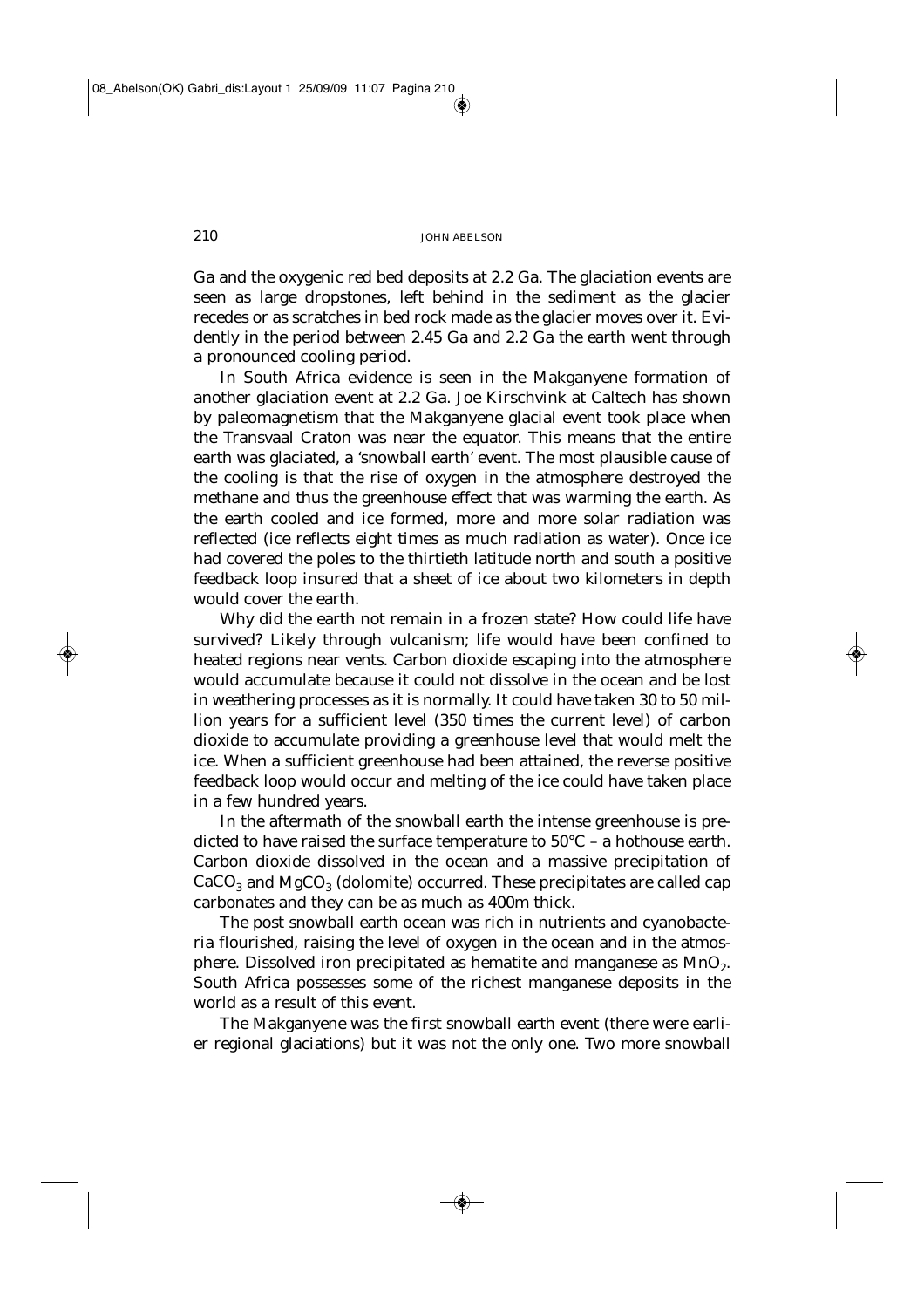Ga and the oxygenic red bed deposits at 2.2 Ga. The glaciation events are seen as large dropstones, left behind in the sediment as the glacier recedes or as scratches in bed rock made as the glacier moves over it. Evidently in the period between 2.45 Ga and 2.2 Ga the earth went through a pronounced cooling period.

In South Africa evidence is seen in the Makganyene formation of another glaciation event at 2.2 Ga. Joe Kirschvink at Caltech has shown by paleomagnetism that the Makganyene glacial event took place when the Transvaal Craton was near the equator. This means that the entire earth was glaciated, a 'snowball earth' event. The most plausible cause of the cooling is that the rise of oxygen in the atmosphere destroyed the methane and thus the greenhouse effect that was warming the earth. As the earth cooled and ice formed, more and more solar radiation was reflected (ice reflects eight times as much radiation as water). Once ice had covered the poles to the thirtieth latitude north and south a positive feedback loop insured that a sheet of ice about two kilometers in depth would cover the earth.

Why did the earth not remain in a frozen state? How could life have survived? Likely through vulcanism; life would have been confined to heated regions near vents. Carbon dioxide escaping into the atmosphere would accumulate because it could not dissolve in the ocean and be lost in weathering processes as it is normally. It could have taken 30 to 50 million years for a sufficient level (350 times the current level) of carbon dioxide to accumulate providing a greenhouse level that would melt the ice. When a sufficient greenhouse had been attained, the reverse positive feedback loop would occur and melting of the ice could have taken place in a few hundred years.

In the aftermath of the snowball earth the intense greenhouse is predicted to have raised the surface temperature to 50°C – a hothouse earth. Carbon dioxide dissolved in the ocean and a massive precipitation of $CaCO_3$ and $MgCO_3$ (dolomite) occurred. These precipitates are called cap carbonates and they can be as much as 400m thick.

The post snowball earth ocean was rich in nutrients and cyanobacteria flourished, raising the level of oxygen in the ocean and in the atmosphere. Dissolved iron precipitated as hematite and manganese as $MnO_2$. South Africa possesses some of the richest manganese deposits in the world as a result of this event.

The Makganyene was the first snowball earth event (there were earlier regional glaciations) but it was not the only one. Two more snowball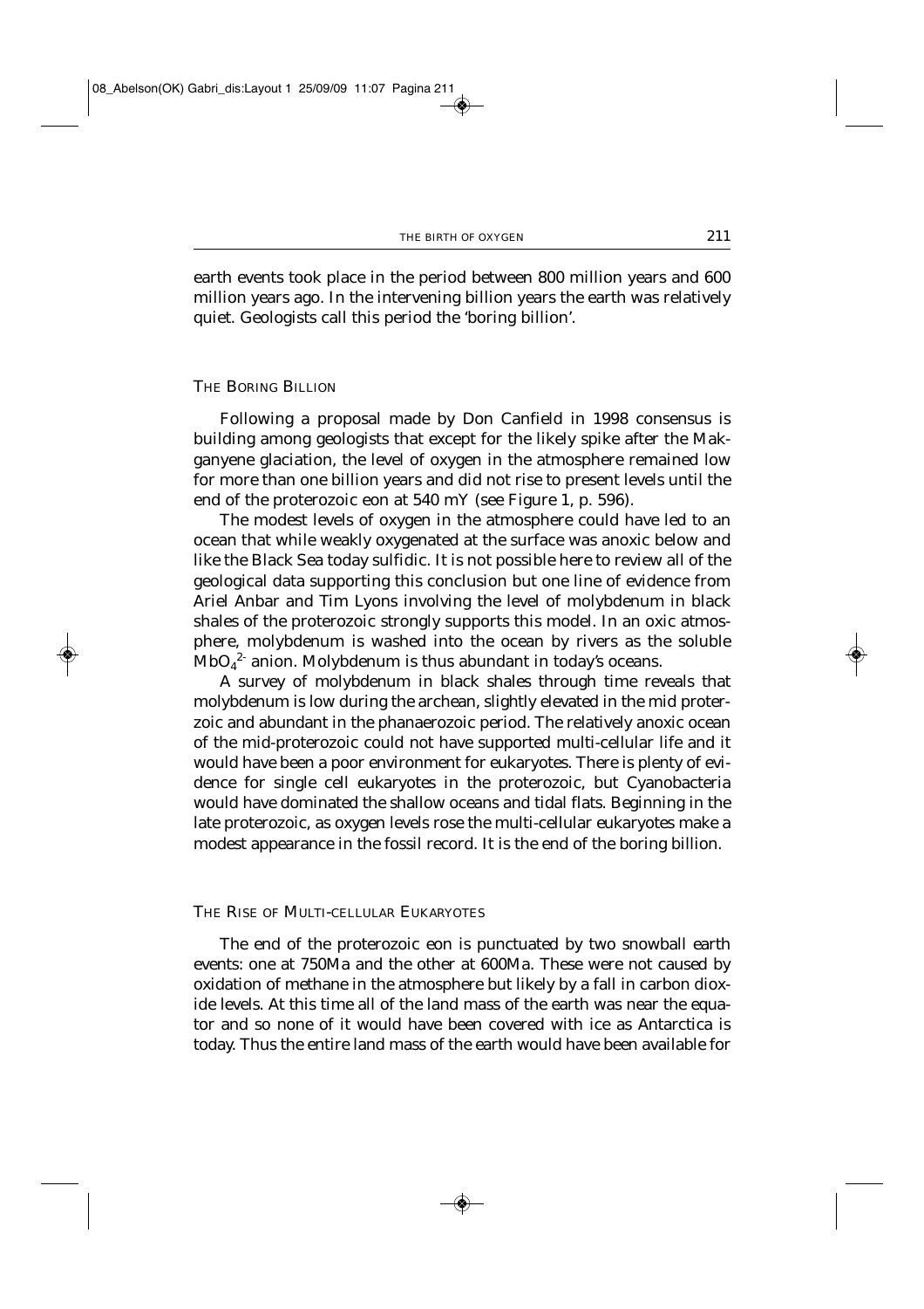earth events took place in the period between 800 million years and 600 million years ago. In the intervening billion years the earth was relatively quiet. Geologists call this period the 'boring billion'.

## THE BORING BILLION

Following a proposal made by Don Canfield in 1998 consensus is building among geologists that except for the likely spike after the Makganyene glaciation, the level of oxygen in the atmosphere remained low for more than one billion years and did not rise to present levels until the end of the proterozoic eon at 540 mY (see Figure 1, p. 596).

The modest levels of oxygen in the atmosphere could have led to an ocean that while weakly oxygenated at the surface was anoxic below and like the Black Sea today sulfidic. It is not possible here to review all of the geological data supporting this conclusion but one line of evidence from Ariel Anbar and Tim Lyons involving the level of molybdenum in black shales of the proterozoic strongly supports this model. In an oxic atmosphere, molybdenum is washed into the ocean by rivers as the soluble $MbO_4^{2-}$ anion. Molybdenum is thus abundant in today's oceans.

A survey of molybdenum in black shales through time reveals that molybdenum is low during the archean, slightly elevated in the mid proterzoic and abundant in the phanaerozoic period. The relatively anoxic ocean of the mid-proterozoic could not have supported multi-cellular life and it would have been a poor environment for eukaryotes. There is plenty of evidence for single cell eukaryotes in the proterozoic, but Cyanobacteria would have dominated the shallow oceans and tidal flats. Beginning in the late proterozoic, as oxygen levels rose the multi-cellular eukaryotes make a modest appearance in the fossil record. It is the end of the boring billion.

## THE RISE OF MULTI-CELLULAR EUKARYOTES

The end of the proterozoic eon is punctuated by two snowball earth events: one at 750Ma and the other at 600Ma. These were not caused by oxidation of methane in the atmosphere but likely by a fall in carbon dioxide levels. At this time all of the land mass of the earth was near the equator and so none of it would have been covered with ice as Antarctica is today. Thus the entire land mass of the earth would have been available for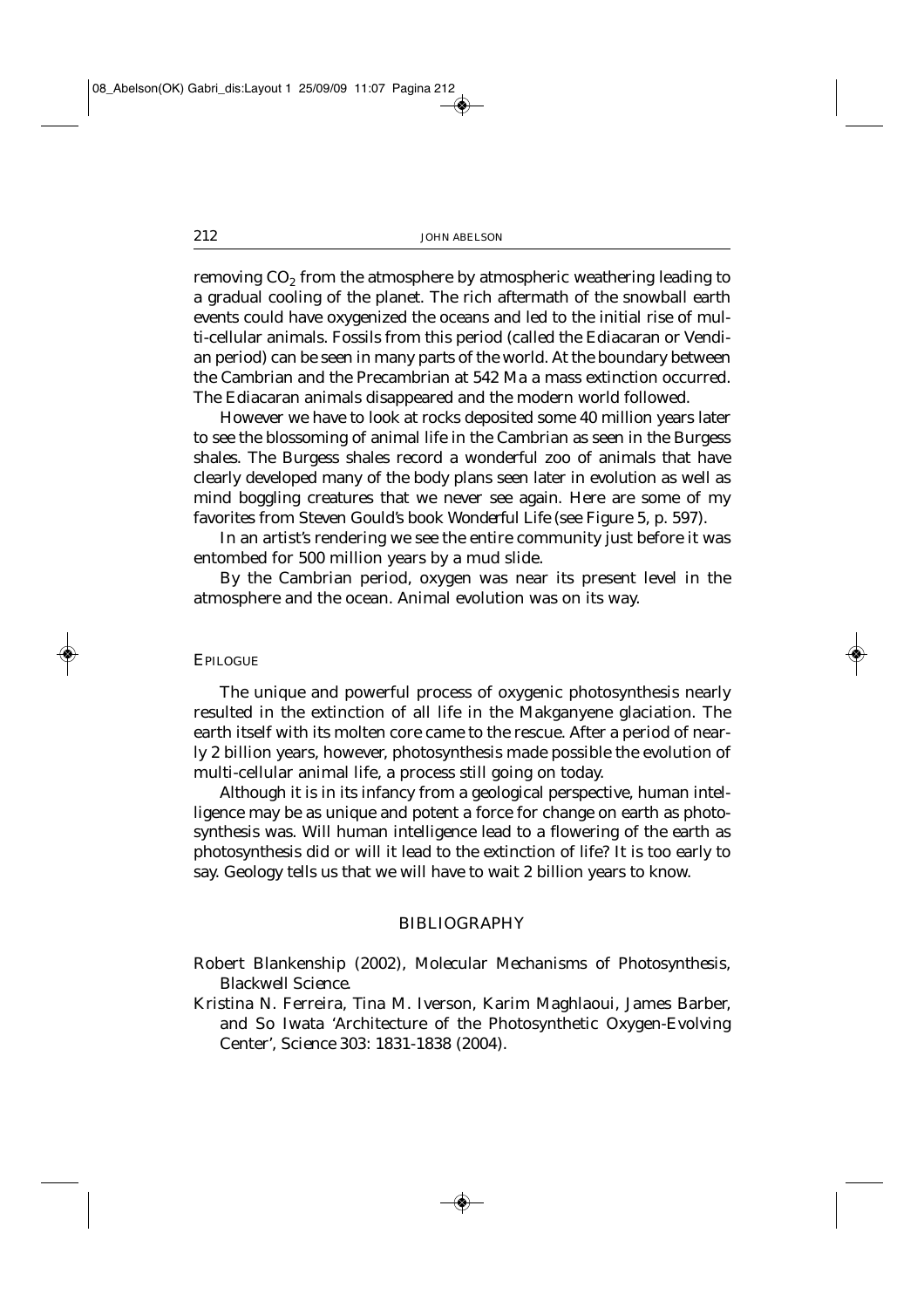removing $CO_2$ from the atmosphere by atmospheric weathering leading to a gradual cooling of the planet. The rich aftermath of the snowball earth events could have oxygenized the oceans and led to the initial rise of multi-cellular animals. Fossils from this period (called the Ediacaran or Vendian period) can be seen in many parts of the world. At the boundary between the Cambrian and the Precambrian at 542 Ma a mass extinction occurred. The Ediacaran animals disappeared and the modern world followed.

However we have to look at rocks deposited some 40 million years later to see the blossoming of animal life in the Cambrian as seen in the Burgess shales. The Burgess shales record a wonderful zoo of animals that have clearly developed many of the body plans seen later in evolution as well as mind boggling creatures that we never see again. Here are some of my favorites from Steven Gould's book *Wonderful Life* (see Figure 5, p. 597).

In an artist's rendering we see the entire community just before it was entombed for 500 million years by a mud slide.

By the Cambrian period, oxygen was near its present level in the atmosphere and the ocean. Animal evolution was on its way.

## Epilogue

The unique and powerful process of oxygenic photosynthesis nearly resulted in the extinction of all life in the Makganyene glaciation. The earth itself with its molten core came to the rescue. After a period of nearly 2 billion years, however, photosynthesis made possible the evolution of multi-cellular animal life, a process still going on today.

Although it is in its infancy from a geological perspective, human intelligence may be as unique and potent a force for change on earth as photosynthesis was. Will human intelligence lead to a flowering of the earth as photosynthesis did or will it lead to the extinction of life? It is too early to say. Geology tells us that we will have to wait 2 billion years to know.

## BIBLIOGRAPHY

Robert Blankenship (2002), *Molecular Mechanisms of Photosynthesis*, *Blackwell Science*.

Kristina N. Ferreira, Tina M. Iverson, Karim Maghlaoui, James Barber, and So Iwata 'Architecture of the Photosynthetic Oxygen-Evolving Center', *Science* 303: 1831-1838 (2004).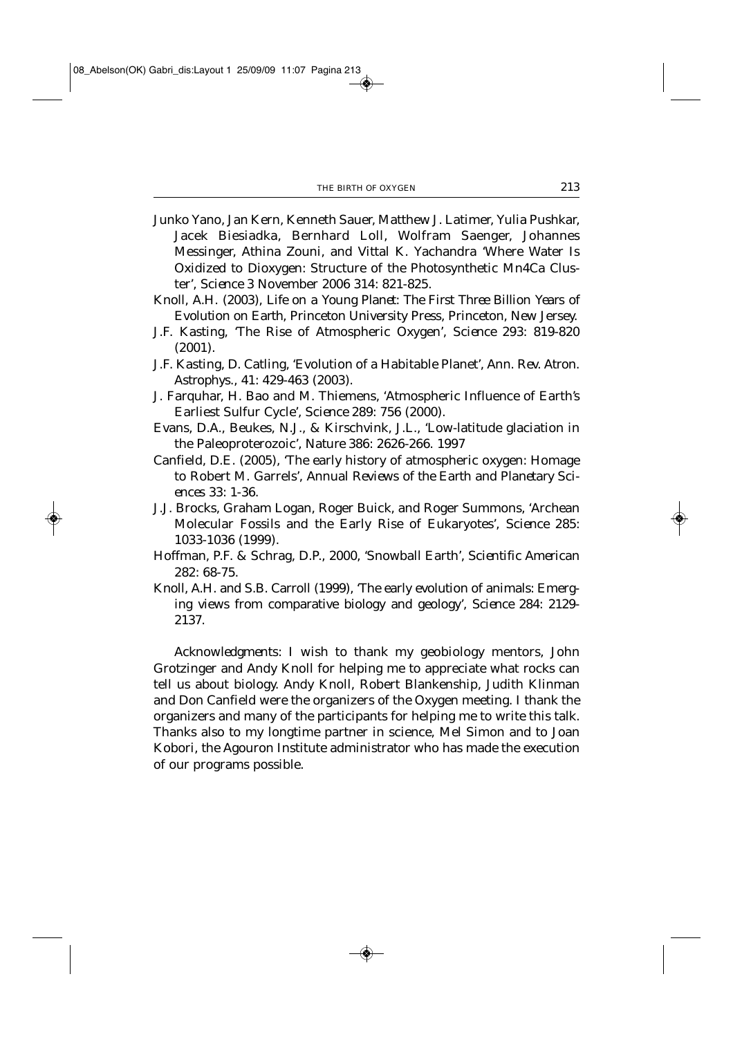Junko Yano, Jan Kern, Kenneth Sauer, Matthew J. Latimer, Yulia Pushkar, Jacek Biesiadka, Bernhard Loll, Wolfram Saenger, Johannes Messinger, Athina Zouni, and Vittal K. Yachandra 'Where Water Is Oxidized to Dioxygen: Structure of the Photosynthetic Mn4Ca Cluster', *Science* 3 November 2006 314: 821-825.

Knoll, A.H. (2003), *Life on a Young Planet: The First Three Billion Years of Evolution on Earth*, Princeton University Press, Princeton, New Jersey.

J.F. Kasting, 'The Rise of Atmospheric Oxygen', *Science* 293: 819-820 (2001).

J.F. Kasting, D. Catling, 'Evolution of a Habitable Planet', *Ann. Rev. Atron. Astrophys.*, 41: 429-463 (2003).

J. Farquhar, H. Bao and M. Thiemens, 'Atmospheric Influence of Earth's Earliest Sulfur Cycle', *Science* 289: 756 (2000).

Evans, D.A., Beukes, N.J., & Kirschvink, J.L., 'Low-latitude glaciation in the Paleoproterozoic', *Nature* 386: 2626-266. 1997

Canfield, D.E. (2005), 'The early history of atmospheric oxygen: Homage to Robert M. Garrels', *Annual Reviews of the Earth and Planetary Sciences* 33: 1-36.

J.J. Brocks, Graham Logan, Roger Buick, and Roger Summons, 'Archean Molecular Fossils and the Early Rise of Eukaryotes', *Science* 285: 1033-1036 (1999).

Hoffman, P.F. & Schrag, D.P., 2000, 'Snowball Earth', *Scientific American* 282: 68-75.

Knoll, A.H. and S.B. Carroll (1999), 'The early evolution of animals: Emerging views from comparative biology and geology', *Science* 284: 2129-2137.

*Acknowledgments*: I wish to thank my geobiology mentors, John Grotzinger and Andy Knoll for helping me to appreciate what rocks can tell us about biology. Andy Knoll, Robert Blankenship, Judith Klinman and Don Canfield were the organizers of the Oxygen meeting. I thank the organizers and many of the participants for helping me to write this talk. Thanks also to my longtime partner in science, Mel Simon and to Joan Kobori, the Agouron Institute administrator who has made the execution of our programs possible.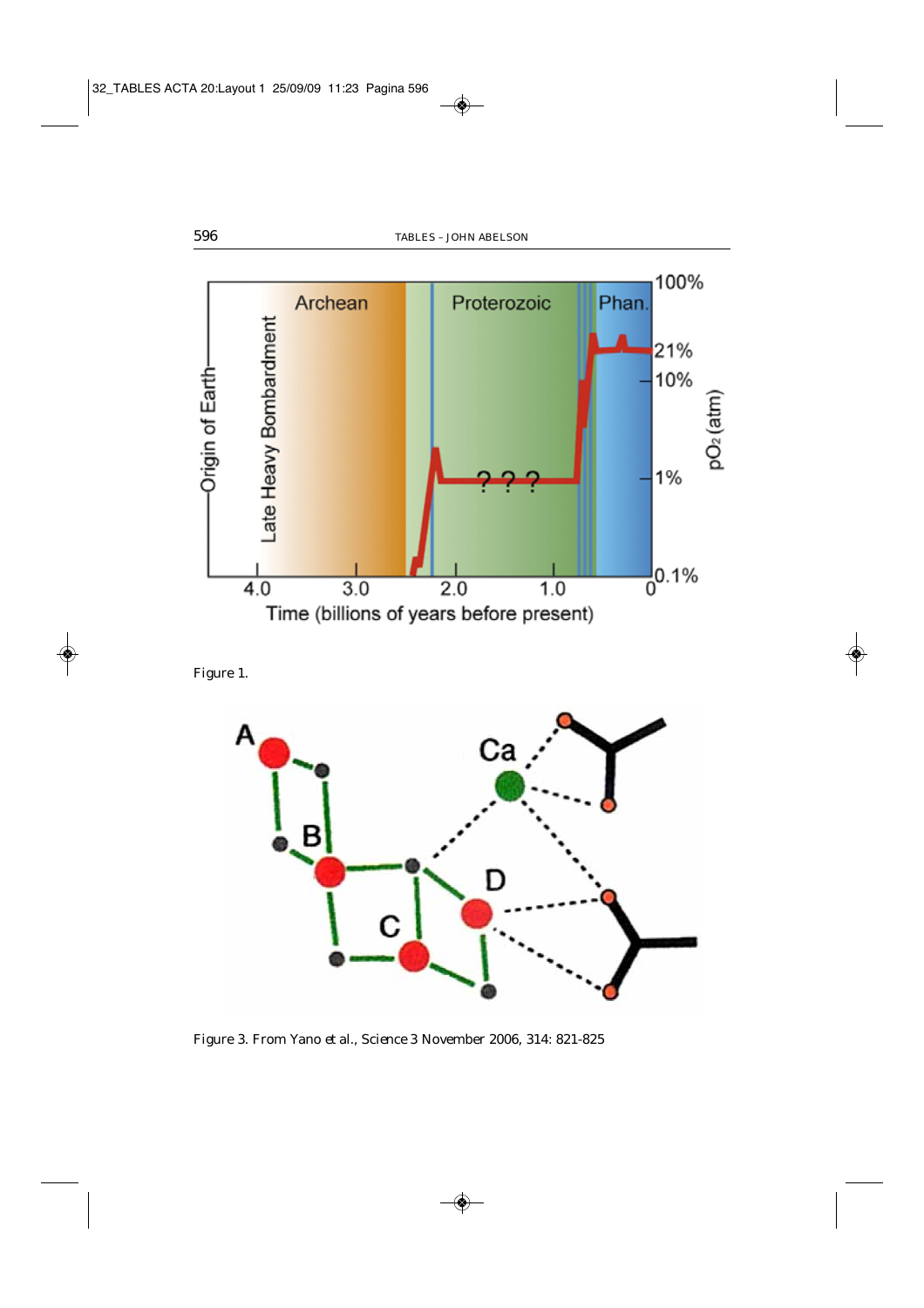Figure 1.

Figure 3. From Yano et al., Science 3 November 2006, 314: 821-825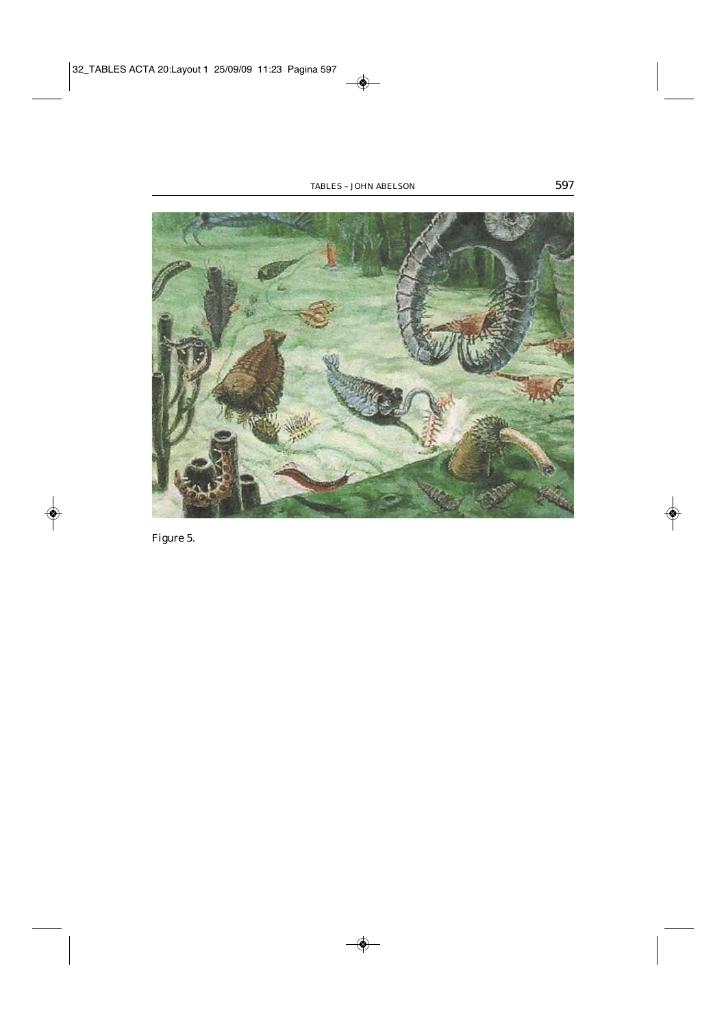Figure 5.